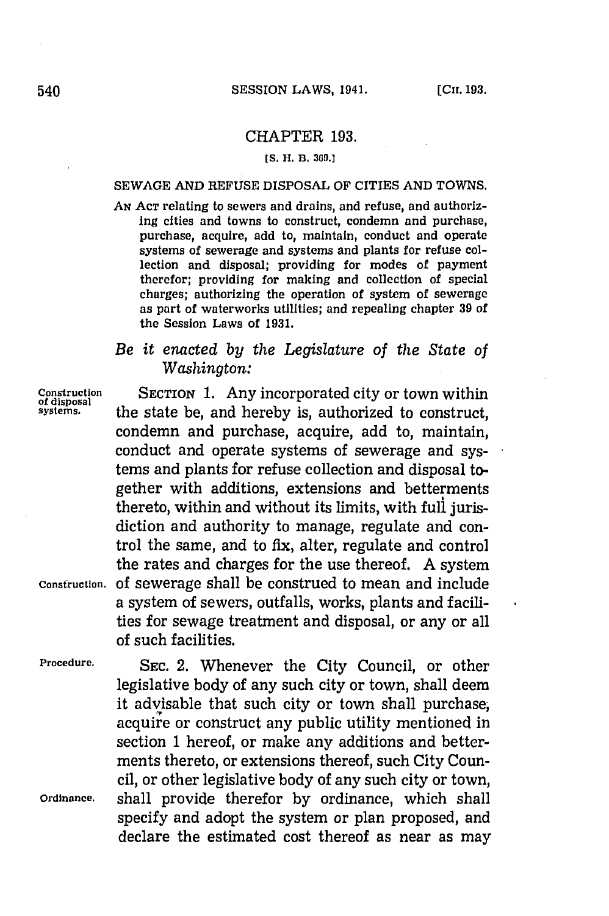# CHAPTER 193.

[S. H. B. 369.]

## SEWAGE AND REFUSE DISPOSAL OF CITIES AND TOWNS.

AN ACT relating to sewers and drains, and refuse, and authorizing cities and towns to construct, condemn and purchase, purchase, acquire, add to, maintain, conduct and operate systems of sewerage and systems and plants for refuse collection and disposal; providing for modes of payment therefor; providing for making and collection of special charges; authorizing the operation of system of sewerage as part of waterworks utilities; and repealing chapter 39 of the Session Laws of 1931.

*Be it enacted by the Legislature of the State of Washington:*

Construction of disposal systems.

SECTION 1. Any incorporated city or town within the state be, and hereby is, authorized to construct, condemn and purchase, acquire, add to, maintain, conduct and operate systems of sewerage and systems and plants for refuse collection and disposal together with additions, extensions and betterments thereto, within and without its limits, with full jurisdiction and authority to manage, regulate and control the same, and to fix, alter, regulate and control the rates and charges for the use thereof. A system of sewerage shall be construed to mean and include a system of sewers, outfalls, works, plants and facilities for sewage treatment and disposal, or any or all of such facilities.

Construction.

Procedure.

SEC. 2. Whenever the City Council, or other legislative body of any such city or town, shall deem it advisable that such city or town shall purchase, acquire or construct any public utility mentioned in section 1 hereof, or make any additions and betterments thereto, or extensions thereof, such City Council, or other legislative body of any such city or town, shall provide therefor by ordinance, which shall specify and adopt the system or plan proposed, and declare the estimated cost thereof as near as may

Ordinance.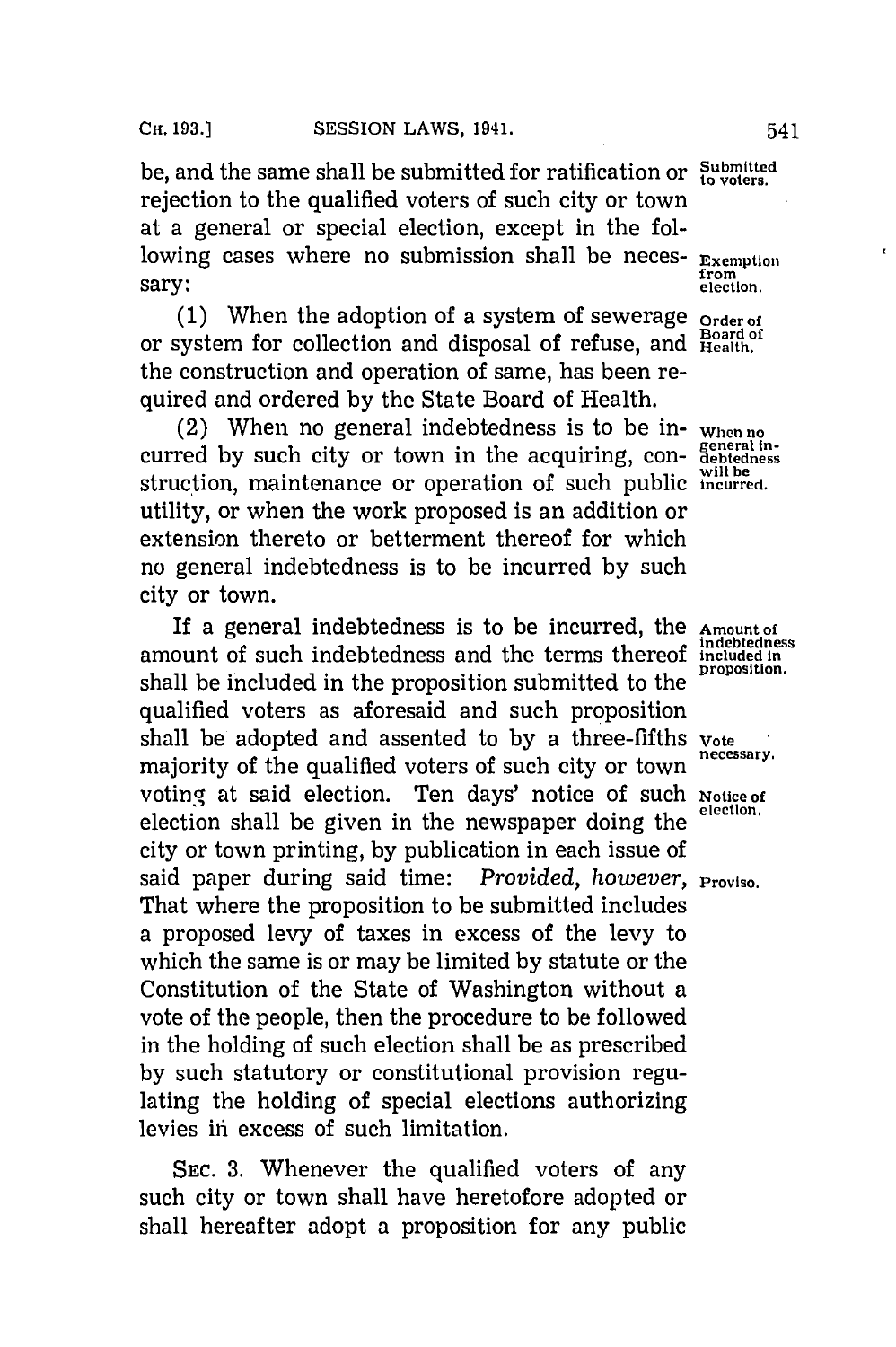be, and the same shall be submitted for ratification or rejection to the qualified voters of such city or town at a general or special election, except in the following cases where no submission shall be necessary:

Submitted to voters.

Exemption from election.

(1) When the adoption of a system of sewerage or system for collection and disposal of refuse, and the construction and operation of same, has been required and ordered by the State Board of Health.

Order of Board of Health.

(2) When no general indebtedness is to be incurred by such city or town in the acquiring, construction, maintenance or operation of such public utility, or when the work proposed is an addition or extension thereto or betterment thereof for which no general indebtedness is to be incurred by such city or town.

When no general indebtedness will be incurred.

If a general indebtedness is to be incurred, the amount of such indebtedness and the terms thereof shall be included in the proposition submitted to the qualified voters as aforesaid and such proposition shall be adopted and assented to by a three-fifths majority of the qualified voters of such city or town voting at said election. Ten days' notice of such election shall be given in the newspaper doing the city or town printing, by publication in each issue of said paper during said time: *Provided, however,* That where the proposition to be submitted includes a proposed levy of taxes in excess of the levy to which the same is or may be limited by statute or the Constitution of the State of Washington without a vote of the people, then the procedure to be followed in the holding of such election shall be as prescribed by such statutory or constitutional provision regulating the holding of special elections authorizing levies in excess of such limitation.

Amount of indebtedness included in proposition.

Vote necessary.

Notice of election.

Proviso.

SEC. 3. Whenever the qualified voters of any such city or town shall have heretofore adopted or shall hereafter adopt a proposition for any public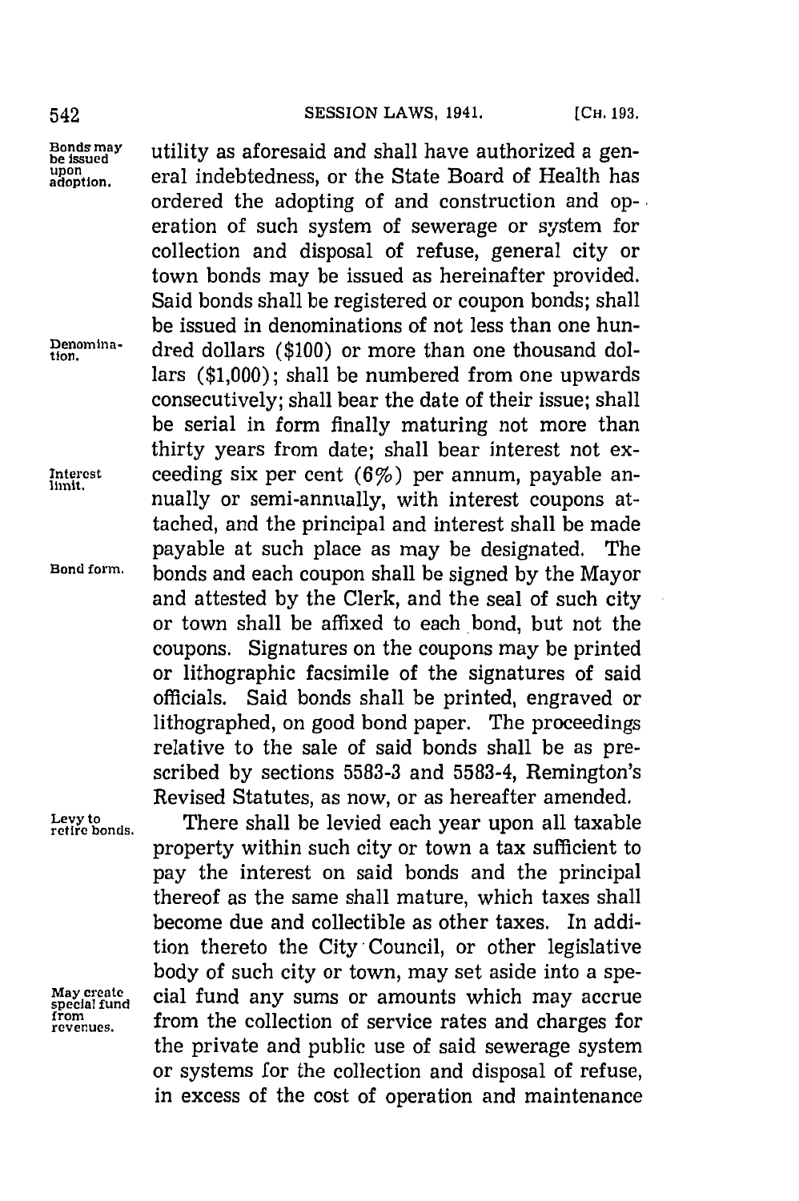utility as aforesaid and shall have authorized a general indebtedness, or the State Board of Health has ordered the adopting of and construction and operation of such system of sewerage or system for collection and disposal of refuse, general city or town bonds may be issued as hereinafter provided. Said bonds shall be registered or coupon bonds; shall be issued in denominations of not less than one hundred dollars ($100) or more than one thousand dollars ($1,000); shall be numbered from one upwards consecutively; shall bear the date of their issue; shall be serial in form finally maturing not more than thirty years from date; shall bear interest not exceeding six per cent (6%) per annum, payable annually or semi-annually, with interest coupons attached, and the principal and interest shall be made payable at such place as may be designated. The bonds and each coupon shall be signed by the Mayor and attested by the Clerk, and the seal of such city or town shall be affixed to each bond, but not the coupons. Signatures on the coupons may be printed or lithographic facsimile of the signatures of said officials. Said bonds shall be printed, engraved or lithographed, on good bond paper. The proceedings relative to the sale of said bonds shall be as prescribed by sections 5583-3 and 5583-4, Remington's Revised Statutes, as now, or as hereafter amended.

Bonds may be issued upon adoption.

Denomination.

Interest limit.

Bond form.

Levy to retire bonds.

There shall be levied each year upon all taxable property within such city or town a tax sufficient to pay the interest on said bonds and the principal thereof as the same shall mature, which taxes shall become due and collectible as other taxes. In addition thereto the City Council, or other legislative body of such city or town, may set aside into a special fund any sums or amounts which may accrue from the collection of service rates and charges for the private and public use of said sewerage system or systems for the collection and disposal of refuse, in excess of the cost of operation and maintenance

May create special fund from revenues.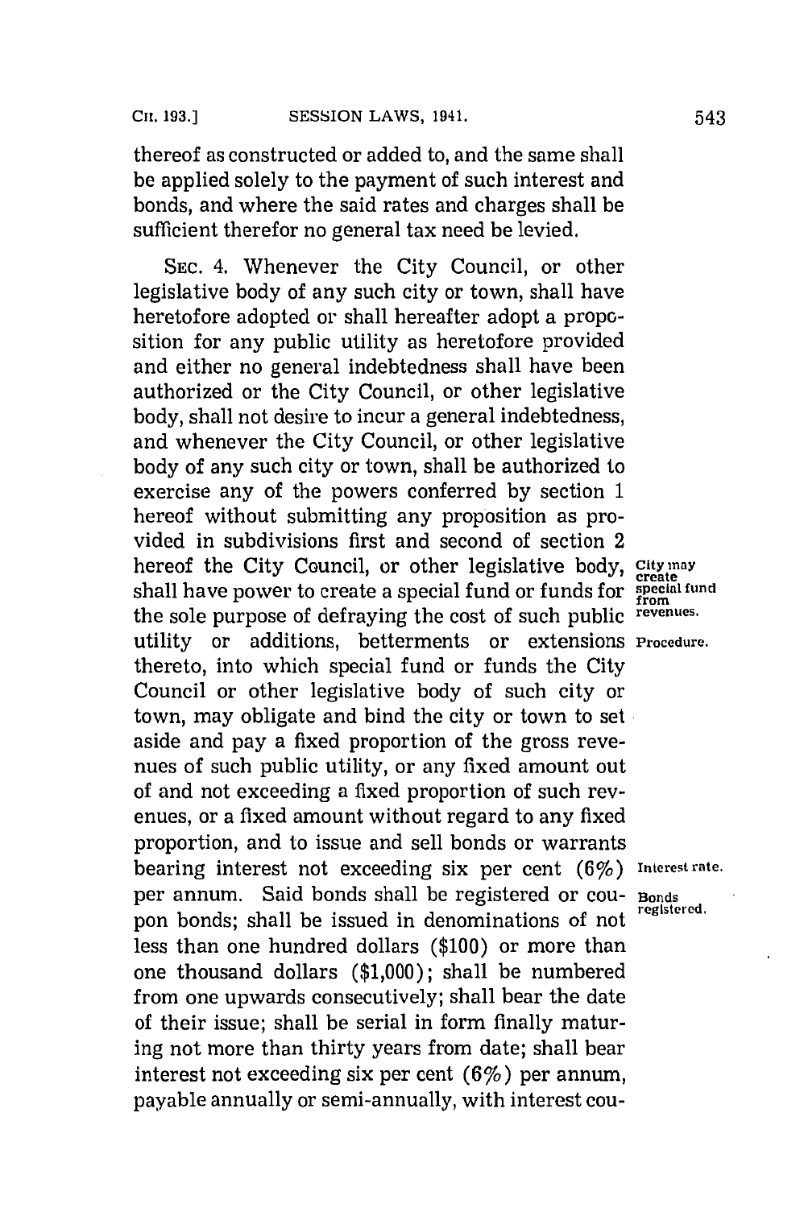thereof as constructed or added to, and the same shall be applied solely to the payment of such interest and bonds, and where the said rates and charges shall be sufficient therefor no general tax need be levied.

SEC. 4. Whenever the City Council, or other legislative body of any such city or town, shall have heretofore adopted or shall hereafter adopt a proposition for any public utility as heretofore provided and either no general indebtedness shall have been authorized or the City Council, or other legislative body, shall not desire to incur a general indebtedness, and whenever the City Council, or other legislative body of any such city or town, shall be authorized to exercise any of the powers conferred by section 1 hereof without submitting any proposition as provided in subdivisions first and second of section 2 hereof the City Council, or other legislative body, shall have power to create a special fund or funds for the sole purpose of defraying the cost of such public utility or additions, betterments or extensions thereto, into which special fund or funds the City Council or other legislative body of such city or town, may obligate and bind the city or town to set aside and pay a fixed proportion of the gross revenues of such public utility, or any fixed amount out of and not exceeding a fixed proportion of such revenues, or a fixed amount without regard to any fixed proportion, and to issue and sell bonds or warrants bearing interest not exceeding six per cent (6%) per annum. Said bonds shall be registered or coupon bonds; shall be issued in denominations of not less than one hundred dollars ($100) or more than one thousand dollars ($1,000); shall be numbered from one upwards consecutively; shall bear the date of their issue; shall be serial in form finally maturing not more than thirty years from date; shall bear interest not exceeding six per cent (6%) per annum, payable annually or semi-annually, with interest cou-

*City may create special fund from revenues.*

*Procedure.*

*Interest rate.*

*Bonds registered.*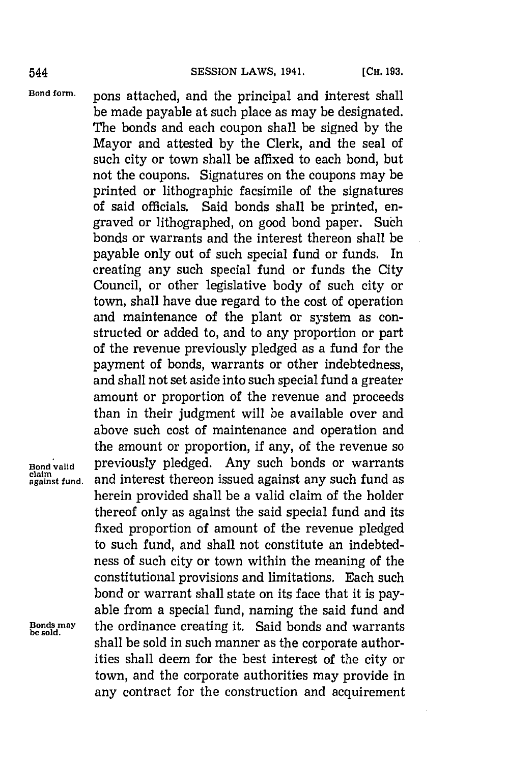pons attached, and the principal and interest shall be made payable at such place as may be designated. The bonds and each coupon shall be signed by the Mayor and attested by the Clerk, and the seal of such city or town shall be affixed to each bond, but not the coupons. Signatures on the coupons may be printed or lithographic facsimile of the signatures of said officials. Said bonds shall be printed, engraved or lithographed, on good bond paper. Such bonds or warrants and the interest thereon shall be payable only out of such special fund or funds. In creating any such special fund or funds the City Council, or other legislative body of such city or town, shall have due regard to the cost of operation and maintenance of the plant or system as constructed or added to, and to any proportion or part of the revenue previously pledged as a fund for the payment of bonds, warrants or other indebtedness, and shall not set aside into such special fund a greater amount or proportion of the revenue and proceeds than in their judgment will be available over and above such cost of maintenance and operation and the amount or proportion, if any, of the revenue so previously pledged. Any such bonds or warrants and interest thereon issued against any such fund as herein provided shall be a valid claim of the holder thereof only as against the said special fund and its fixed proportion of amount of the revenue pledged to such fund, and shall not constitute an indebtedness of such city or town within the meaning of the constitutional provisions and limitations. Each such bond or warrant shall state on its face that it is payable from a special fund, naming the said fund and the ordinance creating it. Said bonds and warrants shall be sold in such manner as the corporate authorities shall deem for the best interest of the city or town, and the corporate authorities may provide in any contract for the construction and acquirement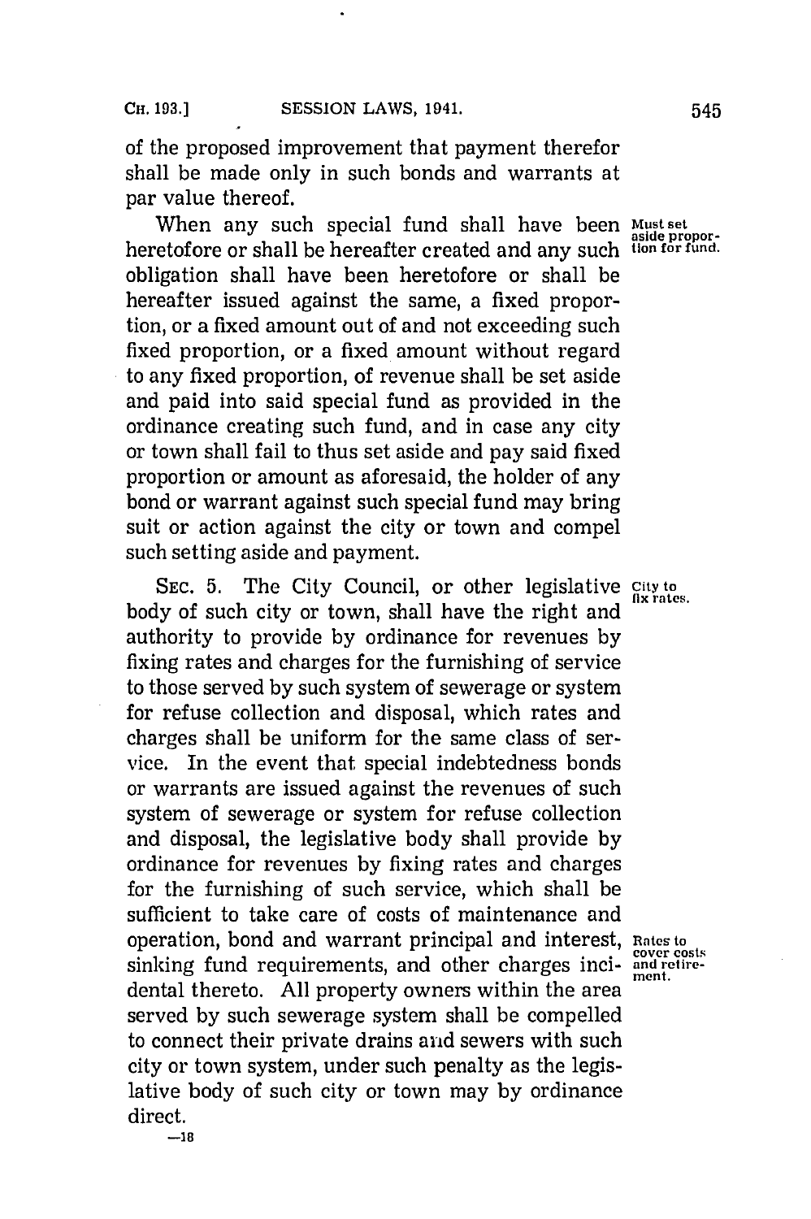of the proposed improvement that payment therefor shall be made only in such bonds and warrants at par value thereof.

When any such special fund shall have been heretofore or shall be hereafter created and any such obligation shall have been heretofore or shall be hereafter issued against the same, a fixed proportion, or a fixed amount out of and not exceeding such fixed proportion, or a fixed amount without regard to any fixed proportion, of revenue shall be set aside and paid into said special fund as provided in the ordinance creating such fund, and in case any city or town shall fail to thus set aside and pay said fixed proportion or amount as aforesaid, the holder of any bond or warrant against such special fund may bring suit or action against the city or town and compel such setting aside and payment.

*Must set aside proportion for fund.*

SEC. 5. The City Council, or other legislative body of such city or town, shall have the right and authority to provide by ordinance for revenues by fixing rates and charges for the furnishing of service to those served by such system of sewerage or system for refuse collection and disposal, which rates and charges shall be uniform for the same class of service. In the event that special indebtedness bonds or warrants are issued against the revenues of such system of sewerage or system for refuse collection and disposal, the legislative body shall provide by ordinance for revenues by fixing rates and charges for the furnishing of such service, which shall be sufficient to take care of costs of maintenance and operation, bond and warrant principal and interest, sinking fund requirements, and other charges incidental thereto. All property owners within the area served by such sewerage system shall be compelled to connect their private drains and sewers with such city or town system, under such penalty as the legislative body of such city or town may by ordinance direct.

*City to fix rates.*

*Rates to cover costs and retirement.*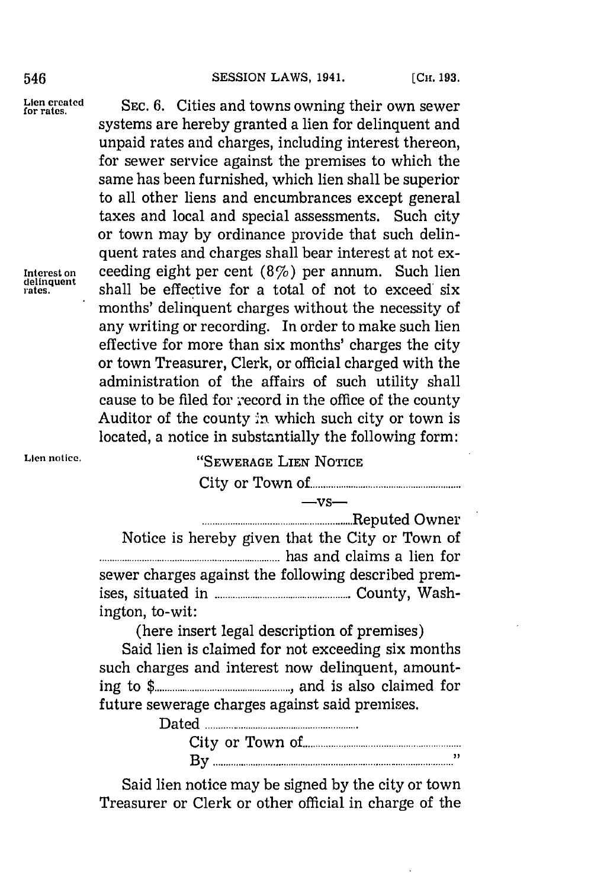**Lien created for rates.** SEC. 6. Cities and towns owning their own sewer systems are hereby granted a lien for delinquent and unpaid rates and charges, including interest thereon, for sewer service against the premises to which the same has been furnished, which lien shall be superior to all other liens and encumbrances except general taxes and local and special assessments. Such city or town may by ordinance provide that such delinquent rates and charges shall bear interest at not exceeding eight per cent (8%) per annum. Such lien shall be effective for a total of not to exceed six months' delinquent charges without the necessity of any writing or recording. In order to make such lien effective for more than six months' charges the city or town Treasurer, Clerk, or official charged with the administration of the affairs of such utility shall cause to be filed for record in the office of the county Auditor of the county in which such city or town is located, a notice in substantially the following form:

**Interest on delinquent rates.**

**Lien notice.**

"SEWERAGE LIEN NOTICE

City or Town of..........................................................

—vs—

..........................................................Reputed Owner

Notice is hereby given that the City or Town of .................................................................. has and claims a lien for sewer charges against the following described premises, situated in .................................................. County, Washington, to-wit:

(here insert legal description of premises)

Said lien is claimed for not exceeding six months such charges and interest now delinquent, amounting to $..................................................., and is also claimed for future sewerage charges against said premises.

Dated ..........................................................

City or Town of..........................................................

By ..........................................................................................."

Said lien notice may be signed by the city or town Treasurer or Clerk or other official in charge of the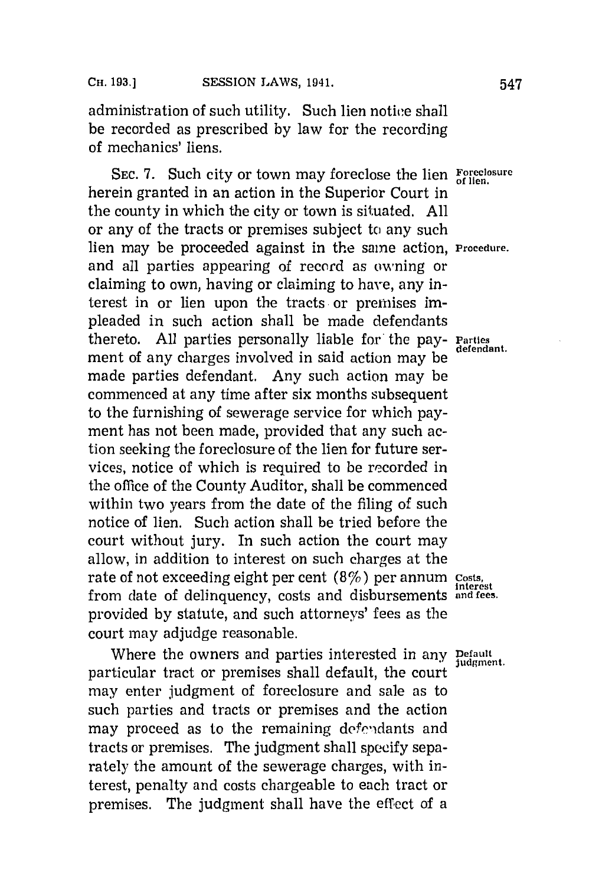administration of such utility. Such lien notice shall be recorded as prescribed by law for the recording of mechanics' liens.

SEC. 7. Such city or town may foreclose the lien herein granted in an action in the Superior Court in the county in which the city or town is situated. All or any of the tracts or premises subject to any such lien may be proceeded against in the same action, and all parties appearing of record as owning or claiming to own, having or claiming to have, any interest in or lien upon the tracts or premises impleaded in such action shall be made defendants thereto. All parties personally liable for the payment of any charges involved in said action may be made parties defendant. Any such action may be commenced at any time after six months subsequent to the furnishing of sewerage service for which payment has not been made, provided that any such action seeking the foreclosure of the lien for future services, notice of which is required to be recorded in the office of the County Auditor, shall be commenced within two years from the date of the filing of such notice of lien. Such action shall be tried before the court without jury. In such action the court may allow, in addition to interest on such charges at the rate of not exceeding eight per cent (8%) per annum from date of delinquency, costs and disbursements provided by statute, and such attorneys' fees as the court may adjudge reasonable.

*Foreclosure of lien.*

*Procedure.*

*Parties defendant.*

*Costs, interest and fees.*

Where the owners and parties interested in any particular tract or premises shall default, the court may enter judgment of foreclosure and sale as to such parties and tracts or premises and the action may proceed as to the remaining defendants and tracts or premises. The judgment shall specify separately the amount of the sewerage charges, with interest, penalty and costs chargeable to each tract or premises. The judgment shall have the effect of a

*Default judgment.*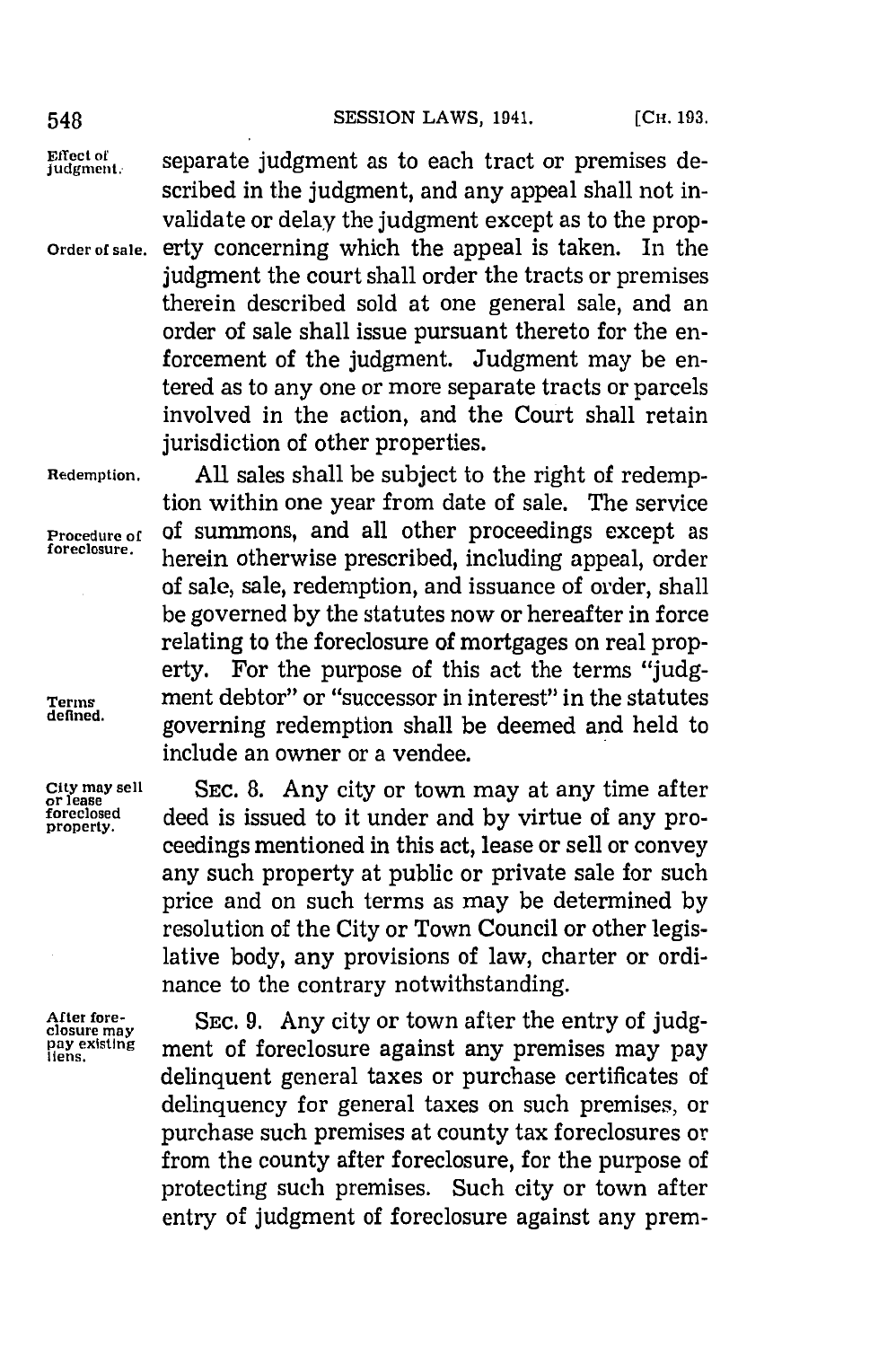separate judgment as to each tract or premises described in the judgment, and any appeal shall not invalidate or delay the judgment except as to the property concerning which the appeal is taken. In the judgment the court shall order the tracts or premises therein described sold at one general sale, and an order of sale shall issue pursuant thereto for the enforcement of the judgment. Judgment may be entered as to any one or more separate tracts or parcels involved in the action, and the Court shall retain jurisdiction of other properties.

*Effect of judgment.*

*Order of sale.*

*Redemption.*

All sales shall be subject to the right of redemption within one year from date of sale. The service of summons, and all other proceedings except as herein otherwise prescribed, including appeal, order of sale, sale, redemption, and issuance of order, shall be governed by the statutes now or hereafter in force relating to the foreclosure of mortgages on real property. For the purpose of this act the terms "judgment debtor" or "successor in interest" in the statutes governing redemption shall be deemed and held to include an owner or a vendee.

*Procedure of foreclosure.*

*Terms defined.*

*City may sell or lease foreclosed property.*

SEC. 8. Any city or town may at any time after deed is issued to it under and by virtue of any proceedings mentioned in this act, lease or sell or convey any such property at public or private sale for such price and on such terms as may be determined by resolution of the City or Town Council or other legislative body, any provisions of law, charter or ordinance to the contrary notwithstanding.

*After foreclosure may pay existing liens.*

SEC. 9. Any city or town after the entry of judgment of foreclosure against any premises may pay delinquent general taxes or purchase certificates of delinquency for general taxes on such premises, or purchase such premises at county tax foreclosures or from the county after foreclosure, for the purpose of protecting such premises. Such city or town after entry of judgment of foreclosure against any prem-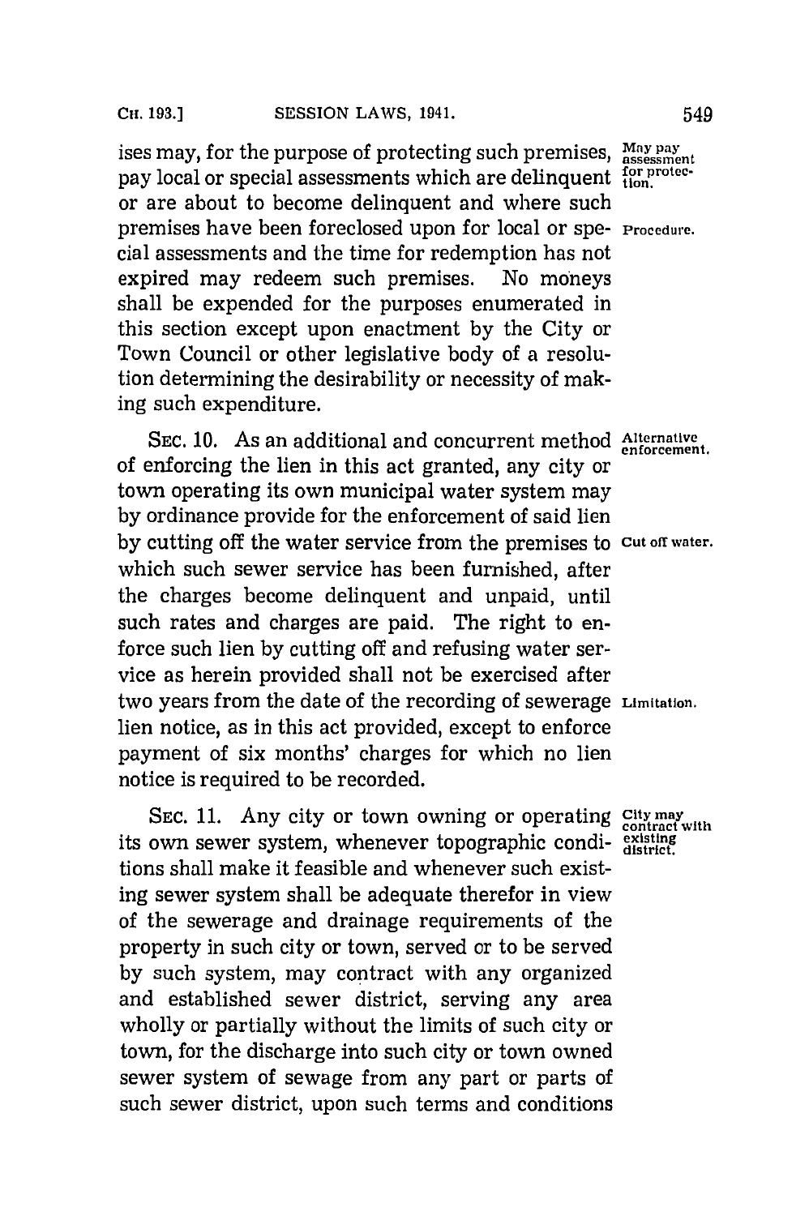ises may, for the purpose of protecting such premises, pay local or special assessments which are delinquent or are about to become delinquent and where such premises have been foreclosed upon for local or special assessments and the time for redemption has not expired may redeem such premises. No moneys shall be expended for the purposes enumerated in this section except upon enactment by the City or Town Council or other legislative body of a resolution determining the desirability or necessity of making such expenditure.

*May pay assessment for protection.*

*Procedure.*

SEC. 10. As an additional and concurrent method of enforcing the lien in this act granted, any city or town operating its own municipal water system may by ordinance provide for the enforcement of said lien by cutting off the water service from the premises to which such sewer service has been furnished, after the charges become delinquent and unpaid, until such rates and charges are paid. The right to enforce such lien by cutting off and refusing water service as herein provided shall not be exercised after two years from the date of the recording of sewerage lien notice, as in this act provided, except to enforce payment of six months' charges for which no lien notice is required to be recorded.

*Alternative enforcement.*

*Cut off water.*

*Limitation.*

SEC. 11. Any city or town owning or operating its own sewer system, whenever topographic conditions shall make it feasible and whenever such existing sewer system shall be adequate therefor in view of the sewerage and drainage requirements of the property in such city or town, served or to be served by such system, may contract with any organized and established sewer district, serving any area wholly or partially without the limits of such city or town, for the discharge into such city or town owned sewer system of sewage from any part or parts of such sewer district, upon such terms and conditions

*City may contract with existing district.*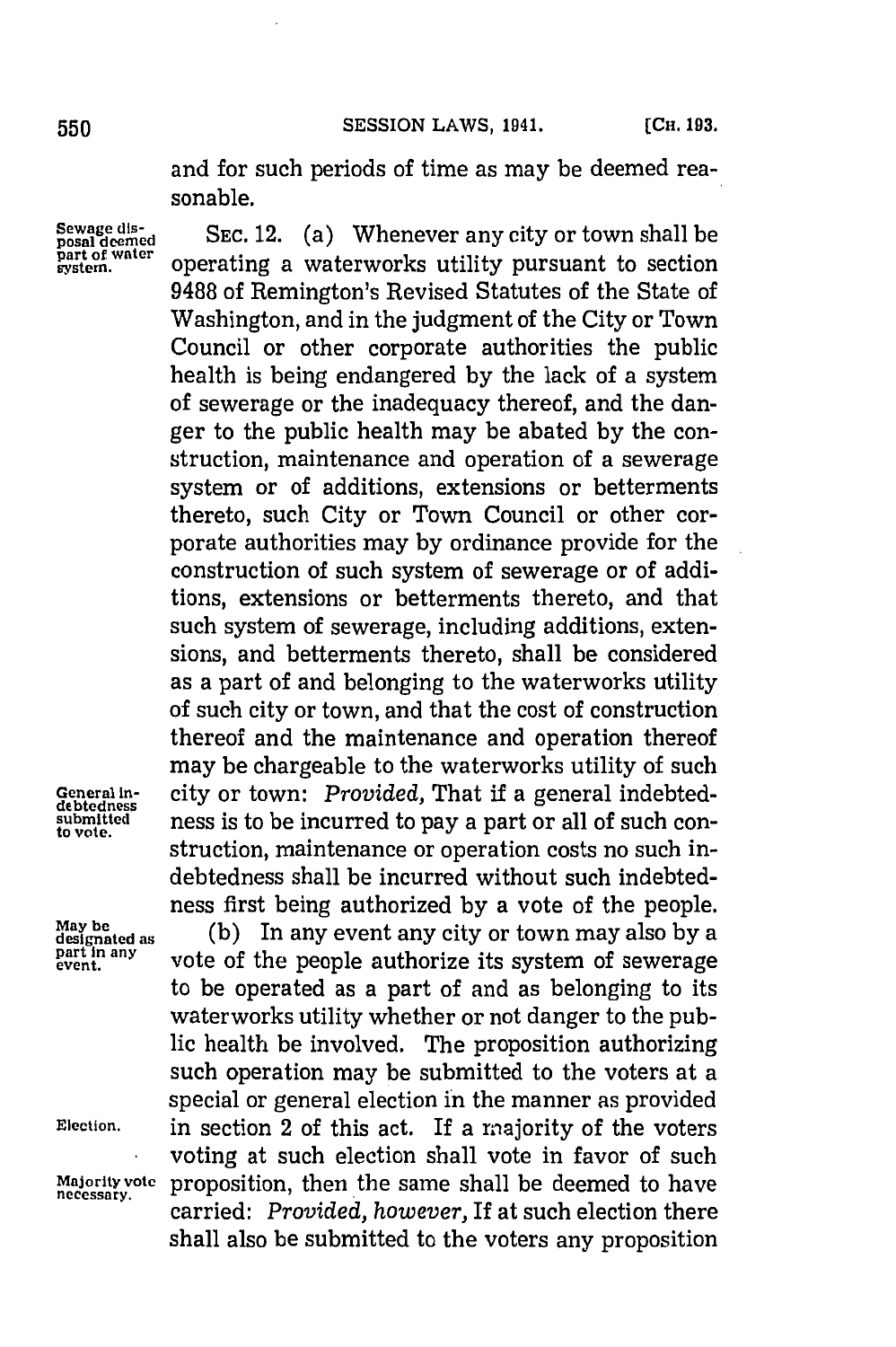and for such periods of time as may be deemed reasonable.

Sewage disposal deemed part of water system.

SEC. 12. (a) Whenever any city or town shall be operating a waterworks utility pursuant to section 9488 of Remington's Revised Statutes of the State of Washington, and in the judgment of the City or Town Council or other corporate authorities the public health is being endangered by the lack of a system of sewerage or the inadequacy thereof, and the danger to the public health may be abated by the construction, maintenance and operation of a sewerage system or of additions, extensions or betterments thereto, such City or Town Council or other corporate authorities may by ordinance provide for the construction of such system of sewerage or of additions, extensions or betterments thereto, and that such system of sewerage, including additions, extensions, and betterments thereto, shall be considered as a part of and belonging to the waterworks utility of such city or town, and that the cost of construction thereof and the maintenance and operation thereof may be chargeable to the waterworks utility of such city or town: *Provided,* That if a general indebtedness is to be incurred to pay a part or all of such construction, maintenance or operation costs no such indebtedness shall be incurred without such indebtedness first being authorized by a vote of the people.

General indebtedness submitted to vote.

May be designated as part in any event.

(b) In any event any city or town may also by a vote of the people authorize its system of sewerage to be operated as a part of and as belonging to its waterworks utility whether or not danger to the public health be involved. The proposition authorizing such operation may be submitted to the voters at a special or general election in the manner as provided in section 2 of this act. If a majority of the voters voting at such election shall vote in favor of such proposition, then the same shall be deemed to have carried: *Provided, however,* If at such election there shall also be submitted to the voters any proposition

Election.

Majority vote necessary.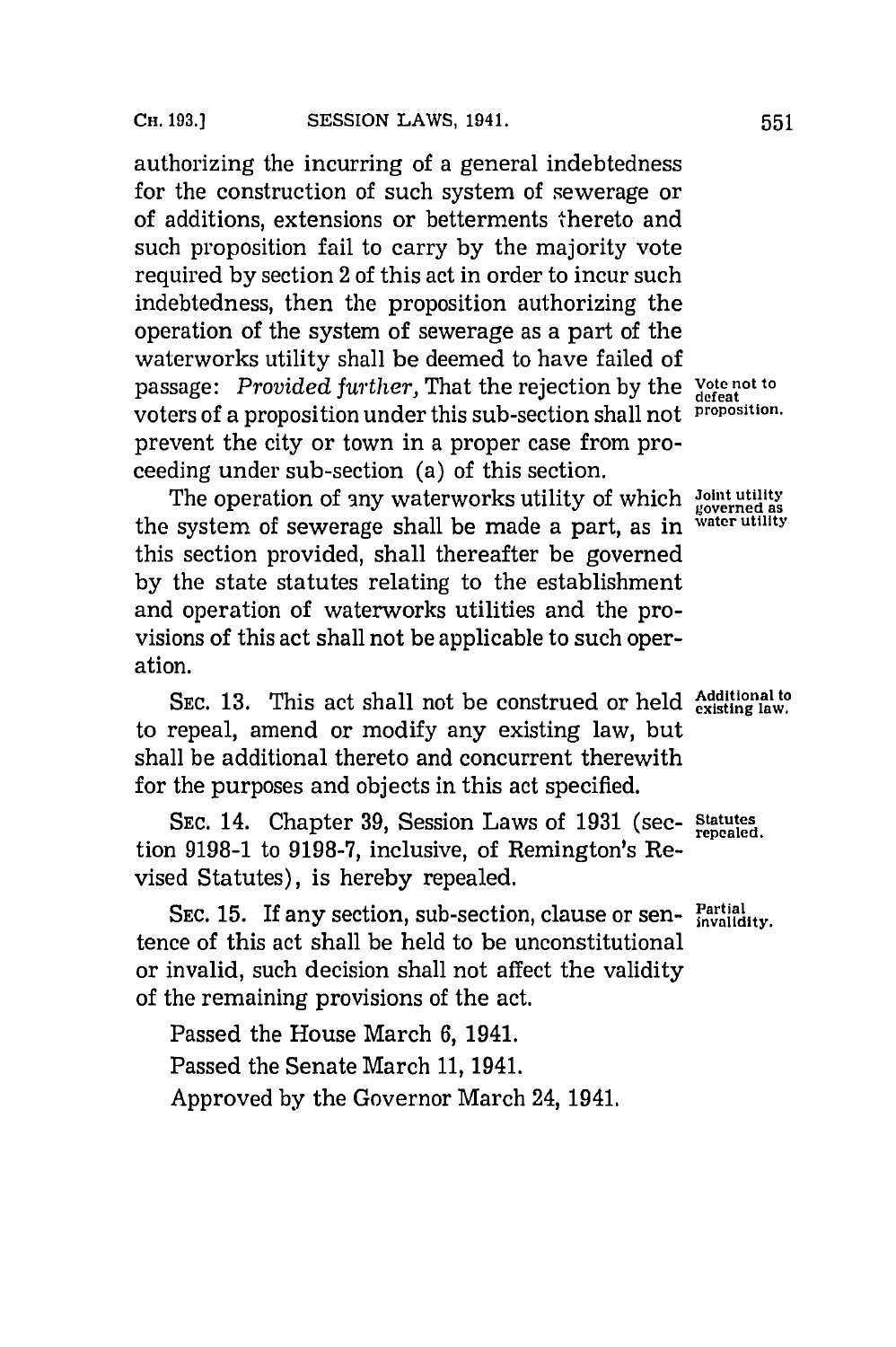authorizing the incurring of a general indebtedness for the construction of such system of sewerage or of additions, extensions or betterments thereto and such proposition fail to carry by the majority vote required by section 2 of this act in order to incur such indebtedness, then the proposition authorizing the operation of the system of sewerage as a part of the waterworks utility shall be deemed to have failed of passage: *Provided further,* That the rejection by the voters of a proposition under this sub-section shall not prevent the city or town in a proper case from proceeding under sub-section (a) of this section.

Vote not to defeat proposition.

The operation of any waterworks utility of which the system of sewerage shall be made a part, as in this section provided, shall thereafter be governed by the state statutes relating to the establishment and operation of waterworks utilities and the provisions of this act shall not be applicable to such operation.

Joint utility governed as water utility

SEC. 13. This act shall not be construed or held to repeal, amend or modify any existing law, but shall be additional thereto and concurrent therewith for the purposes and objects in this act specified.

Additional to existing law.

SEC. 14. Chapter 39, Session Laws of 1931 (section 9198-1 to 9198-7, inclusive, of Remington's Revised Statutes), is hereby repealed.

Statutes repealed.

SEC. 15. If any section, sub-section, clause or sentence of this act shall be held to be unconstitutional or invalid, such decision shall not affect the validity of the remaining provisions of the act.

Partial invalidity.

Passed the House March 6, 1941.

Passed the Senate March 11, 1941.

Approved by the Governor March 24, 1941.